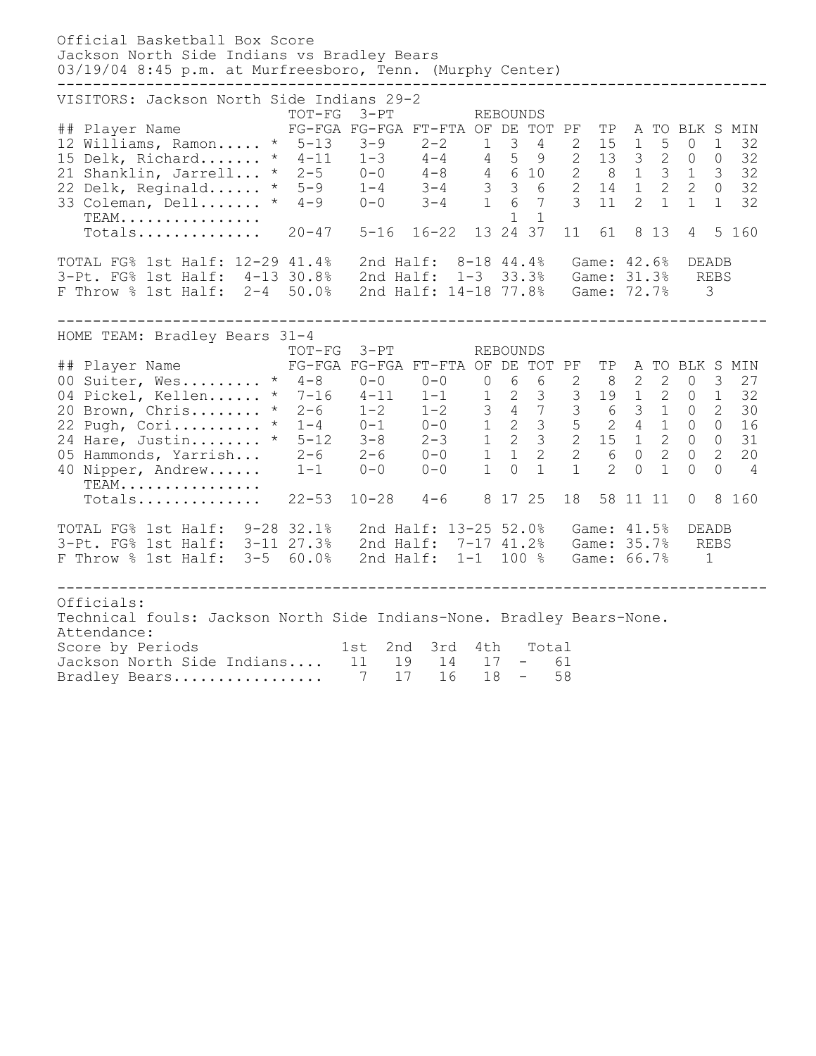Official Basketball Box Score
Jackson North Side Indians vs Bradley Bears
03/19/04 8:45 p.m. at Murfreesboro, Tenn. (Murphy Center)

VISITORS: Jackson North Side Indians 29-2

| ## | Player Name | | TOT-FG FG-FGA | 3-PT FG-FGA | FT-FTA | REBOUNDS OF | DE | TOT | PF | TP | A | TO | BLK | S | MIN |
|---|---|---|---|---|---|---|---|---|---|---|---|---|---|---|---|
| 12 | Williams, Ramon..... | * | 5-13 | 3-9 | 2-2 | 1 | 3 | 4 | 2 | 15 | 1 | 5 | 0 | 1 | 32 |
| 15 | Delk, Richard....... | * | 4-11 | 1-3 | 4-4 | 4 | 5 | 9 | 2 | 13 | 3 | 2 | 0 | 0 | 32 |
| 21 | Shanklin, Jarrell... | * | 2-5 | 0-0 | 4-8 | 4 | 6 | 10 | 2 | 8 | 1 | 3 | 1 | 3 | 32 |
| 22 | Delk, Reginald...... | * | 5-9 | 1-4 | 3-4 | 3 | 3 | 6 | 2 | 14 | 1 | 2 | 2 | 0 | 32 |
| 33 | Coleman, Dell....... | * | 4-9 | 0-0 | 3-4 | 1 | 6 | 7 | 3 | 11 | 2 | 1 | 1 | 1 | 32 |
| | TEAM................ | | | | | | 1 | 1 | | | | | | | |
| | Totals.............. | | 20-47 | 5-16 | 16-22 | 13 | 24 | 37 | 11 | 61 | 8 | 13 | 4 | 5 | 160 |

TOTAL FG% 1st Half: 12-29 41.4%   2nd Half: 8-18 44.4%   Game: 42.6%   DEADB
3-Pt. FG% 1st Half: 4-13 30.8%   2nd Half: 1-3 33.3%   Game: 31.3%   REBS
F Throw % 1st Half: 2-4 50.0%   2nd Half: 14-18 77.8%   Game: 72.7%   3

HOME TEAM: Bradley Bears 31-4

| ## | Player Name | | TOT-FG FG-FGA | 3-PT FG-FGA | FT-FTA | REBOUNDS OF | DE | TOT | PF | TP | A | TO | BLK | S | MIN |
|---|---|---|---|---|---|---|---|---|---|---|---|---|---|---|---|
| 00 | Suiter, Wes......... | * | 4-8 | 0-0 | 0-0 | 0 | 6 | 6 | 2 | 8 | 2 | 2 | 0 | 3 | 27 |
| 04 | Pickel, Kellen...... | * | 7-16 | 4-11 | 1-1 | 1 | 2 | 3 | 3 | 19 | 1 | 2 | 0 | 1 | 32 |
| 20 | Brown, Chris........ | * | 2-6 | 1-2 | 1-2 | 3 | 4 | 7 | 3 | 6 | 3 | 1 | 0 | 2 | 30 |
| 22 | Pugh, Cori.......... | * | 1-4 | 0-1 | 0-0 | 1 | 2 | 3 | 5 | 2 | 4 | 1 | 0 | 0 | 16 |
| 24 | Hare, Justin........ | * | 5-12 | 3-8 | 2-3 | 1 | 2 | 3 | 2 | 15 | 1 | 2 | 0 | 0 | 31 |
| 05 | Hammonds, Yarrish... | | 2-6 | 2-6 | 0-0 | 1 | 1 | 2 | 2 | 6 | 0 | 2 | 0 | 2 | 20 |
| 40 | Nipper, Andrew...... | | 1-1 | 0-0 | 0-0 | 1 | 0 | 1 | 1 | 2 | 0 | 1 | 0 | 0 | 4 |
| | TEAM................ | | | | | | | | | | | | | | |
| | Totals.............. | | 22-53 | 10-28 | 4-6 | 8 | 17 | 25 | 18 | 58 | 11 | 11 | 0 | 8 | 160 |

TOTAL FG% 1st Half: 9-28 32.1%   2nd Half: 13-25 52.0%   Game: 41.5%   DEADB
3-Pt. FG% 1st Half: 3-11 27.3%   2nd Half: 7-17 41.2%   Game: 35.7%   REBS
F Throw % 1st Half: 3-5 60.0%   2nd Half: 1-1 100 %   Game: 66.7%   1

Officials:
Technical fouls: Jackson North Side Indians-None. Bradley Bears-None.
Attendance:

| Score by Periods | 1st | 2nd | 3rd | 4th | | Total |
|---|---|---|---|---|---|---|
| Jackson North Side Indians.... | 11 | 19 | 14 | 17 | - | 61 |
| Bradley Bears................. | 7 | 17 | 16 | 18 | - | 58 |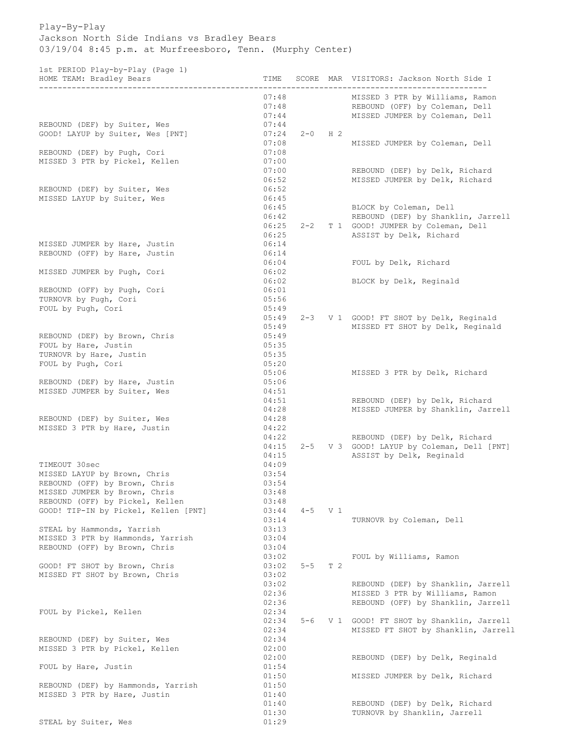Play-By-Play

Jackson North Side Indians vs Bradley Bears

03/19/04 8:45 p.m. at Murfreesboro, Tenn. (Murphy Center)

1st PERIOD Play-by-Play (Page 1)

| HOME TEAM: Bradley Bears | TIME | SCORE | MAR | VISITORS: Jackson North Side I |
|---|---|---|---|---|
| | 07:48 | | | MISSED 3 PTR by Williams, Ramon |
| | 07:48 | | | REBOUND (OFF) by Coleman, Dell |
| | 07:44 | | | MISSED JUMPER by Coleman, Dell |
| REBOUND (DEF) by Suiter, Wes | 07:44 | | | |
| GOOD! LAYUP by Suiter, Wes [PNT] | 07:24 | 2-0 | H 2 | |
| | 07:08 | | | MISSED JUMPER by Coleman, Dell |
| REBOUND (DEF) by Pugh, Cori | 07:08 | | | |
| MISSED 3 PTR by Pickel, Kellen | 07:00 | | | |
| | 07:00 | | | REBOUND (DEF) by Delk, Richard |
| | 06:52 | | | MISSED JUMPER by Delk, Richard |
| REBOUND (DEF) by Suiter, Wes | 06:52 | | | |
| MISSED LAYUP by Suiter, Wes | 06:45 | | | |
| | 06:45 | | | BLOCK by Coleman, Dell |
| | 06:42 | | | REBOUND (DEF) by Shanklin, Jarrell |
| | 06:25 | 2-2 | T 1 | GOOD! JUMPER by Coleman, Dell |
| | 06:25 | | | ASSIST by Delk, Richard |
| MISSED JUMPER by Hare, Justin | 06:14 | | | |
| REBOUND (OFF) by Hare, Justin | 06:14 | | | |
| | 06:04 | | | FOUL by Delk, Richard |
| MISSED JUMPER by Pugh, Cori | 06:02 | | | |
| | 06:02 | | | BLOCK by Delk, Reginald |
| REBOUND (OFF) by Pugh, Cori | 06:01 | | | |
| TURNOVR by Pugh, Cori | 05:56 | | | |
| FOUL by Pugh, Cori | 05:49 | | | |
| | 05:49 | 2-3 | V 1 | GOOD! FT SHOT by Delk, Reginald |
| | 05:49 | | | MISSED FT SHOT by Delk, Reginald |
| REBOUND (DEF) by Brown, Chris | 05:49 | | | |
| FOUL by Hare, Justin | 05:35 | | | |
| TURNOVR by Hare, Justin | 05:35 | | | |
| FOUL by Pugh, Cori | 05:20 | | | |
| | 05:06 | | | MISSED 3 PTR by Delk, Richard |
| REBOUND (DEF) by Hare, Justin | 05:06 | | | |
| MISSED JUMPER by Suiter, Wes | 04:51 | | | |
| | 04:51 | | | REBOUND (DEF) by Delk, Richard |
| | 04:28 | | | MISSED JUMPER by Shanklin, Jarrell |
| REBOUND (DEF) by Suiter, Wes | 04:28 | | | |
| MISSED 3 PTR by Hare, Justin | 04:22 | | | |
| | 04:22 | | | REBOUND (DEF) by Delk, Richard |
| | 04:15 | 2-5 | V 3 | GOOD! LAYUP by Coleman, Dell [PNT] |
| | 04:15 | | | ASSIST by Delk, Reginald |
| TIMEOUT 30sec | 04:09 | | | |
| MISSED LAYUP by Brown, Chris | 03:54 | | | |
| REBOUND (OFF) by Brown, Chris | 03:54 | | | |
| MISSED JUMPER by Brown, Chris | 03:48 | | | |
| REBOUND (OFF) by Pickel, Kellen | 03:48 | | | |
| GOOD! TIP-IN by Pickel, Kellen [PNT] | 03:44 | 4-5 | V 1 | |
| | 03:14 | | | TURNOVR by Coleman, Dell |
| STEAL by Hammonds, Yarrish | 03:13 | | | |
| MISSED 3 PTR by Hammonds, Yarrish | 03:04 | | | |
| REBOUND (OFF) by Brown, Chris | 03:04 | | | |
| | 03:02 | | | FOUL by Williams, Ramon |
| GOOD! FT SHOT by Brown, Chris | 03:02 | 5-5 | T 2 | |
| MISSED FT SHOT by Brown, Chris | 03:02 | | | |
| | 03:02 | | | REBOUND (DEF) by Shanklin, Jarrell |
| | 02:36 | | | MISSED 3 PTR by Williams, Ramon |
| | 02:36 | | | REBOUND (OFF) by Shanklin, Jarrell |
| FOUL by Pickel, Kellen | 02:34 | | | |
| | 02:34 | 5-6 | V 1 | GOOD! FT SHOT by Shanklin, Jarrell |
| | 02:34 | | | MISSED FT SHOT by Shanklin, Jarrell |
| REBOUND (DEF) by Suiter, Wes | 02:34 | | | |
| MISSED 3 PTR by Pickel, Kellen | 02:00 | | | |
| | 02:00 | | | REBOUND (DEF) by Delk, Reginald |
| FOUL by Hare, Justin | 01:54 | | | |
| | 01:50 | | | MISSED JUMPER by Delk, Richard |
| REBOUND (DEF) by Hammonds, Yarrish | 01:50 | | | |
| MISSED 3 PTR by Hare, Justin | 01:40 | | | |
| | 01:40 | | | REBOUND (DEF) by Delk, Richard |
| | 01:30 | | | TURNOVR by Shanklin, Jarrell |
| STEAL by Suiter, Wes | 01:29 | | | |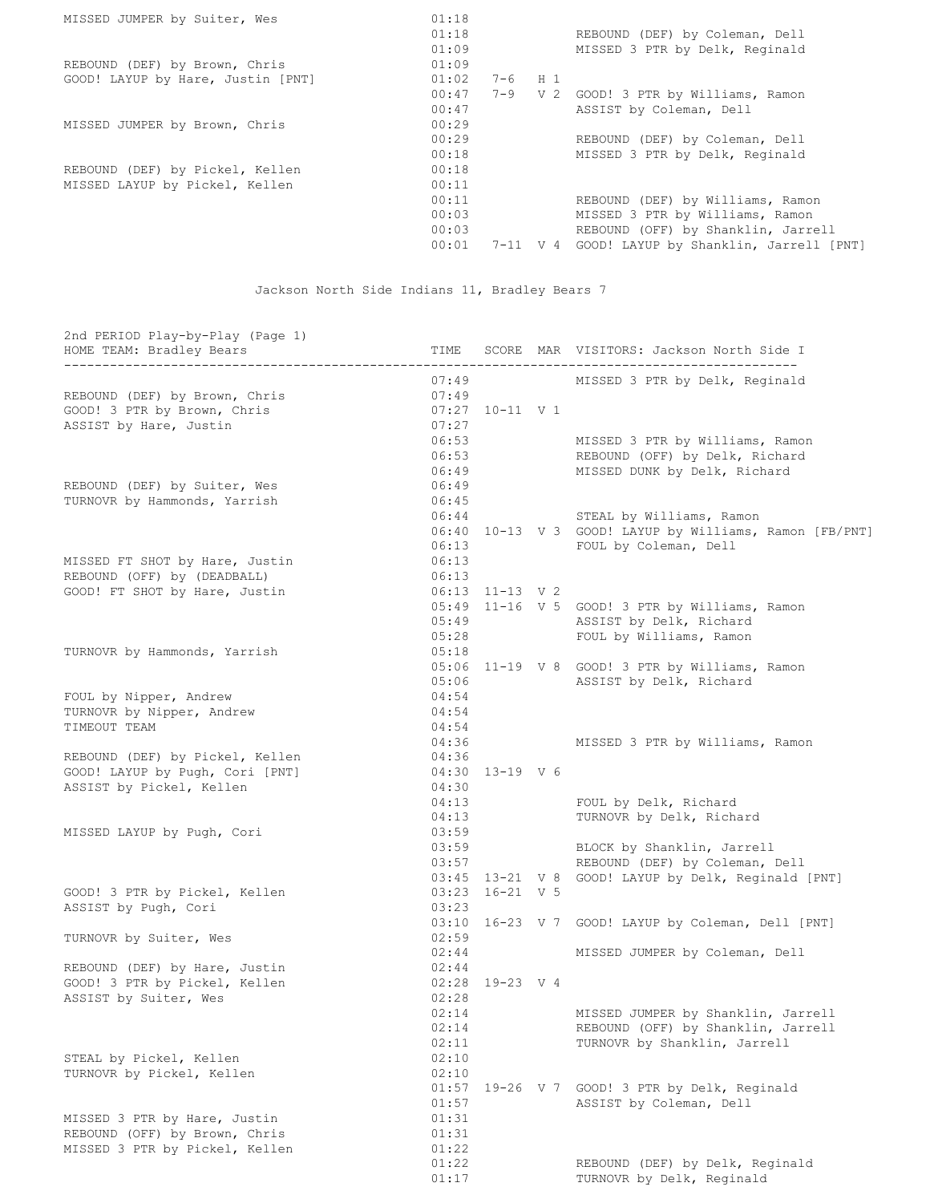| HOME TEAM | TIME | SCORE | MAR | VISITORS |
|---|---|---|---|---|
| MISSED JUMPER by Suiter, Wes | 01:18 | | | |
| | 01:18 | | | REBOUND (DEF) by Coleman, Dell |
| | 01:09 | | | MISSED 3 PTR by Delk, Reginald |
| REBOUND (DEF) by Brown, Chris | 01:09 | | | |
| GOOD! LAYUP by Hare, Justin [PNT] | 01:02 | 7-6 | H 1 | |
| | 00:47 | 7-9 | V 2 | GOOD! 3 PTR by Williams, Ramon |
| | 00:47 | | | ASSIST by Coleman, Dell |
| MISSED JUMPER by Brown, Chris | 00:29 | | | |
| | 00:29 | | | REBOUND (DEF) by Coleman, Dell |
| | 00:18 | | | MISSED 3 PTR by Delk, Reginald |
| REBOUND (DEF) by Pickel, Kellen | 00:18 | | | |
| MISSED LAYUP by Pickel, Kellen | 00:11 | | | |
| | 00:11 | | | REBOUND (DEF) by Williams, Ramon |
| | 00:03 | | | MISSED 3 PTR by Williams, Ramon |
| | 00:03 | | | REBOUND (OFF) by Shanklin, Jarrell |
| | 00:01 | 7-11 | V 4 | GOOD! LAYUP by Shanklin, Jarrell [PNT] |

Jackson North Side Indians 11, Bradley Bears 7

## 2nd PERIOD Play-by-Play (Page 1)

| HOME TEAM: Bradley Bears | TIME | SCORE | MAR | VISITORS: Jackson North Side I |
|---|---|---|---|---|
| | 07:49 | | | MISSED 3 PTR by Delk, Reginald |
| REBOUND (DEF) by Brown, Chris | 07:49 | | | |
| GOOD! 3 PTR by Brown, Chris | 07:27 | 10-11 | V 1 | |
| ASSIST by Hare, Justin | 07:27 | | | |
| | 06:53 | | | MISSED 3 PTR by Williams, Ramon |
| | 06:53 | | | REBOUND (OFF) by Delk, Richard |
| | 06:49 | | | MISSED DUNK by Delk, Richard |
| REBOUND (DEF) by Suiter, Wes | 06:49 | | | |
| TURNOVR by Hammonds, Yarrish | 06:45 | | | |
| | 06:44 | | | STEAL by Williams, Ramon |
| | 06:40 | 10-13 | V 3 | GOOD! LAYUP by Williams, Ramon [FB/PNT] |
| | 06:13 | | | FOUL by Coleman, Dell |
| MISSED FT SHOT by Hare, Justin | 06:13 | | | |
| REBOUND (OFF) by (DEADBALL) | 06:13 | | | |
| GOOD! FT SHOT by Hare, Justin | 06:13 | 11-13 | V 2 | |
| | 05:49 | 11-16 | V 5 | GOOD! 3 PTR by Williams, Ramon |
| | 05:49 | | | ASSIST by Delk, Richard |
| | 05:28 | | | FOUL by Williams, Ramon |
| TURNOVR by Hammonds, Yarrish | 05:18 | | | |
| | 05:06 | 11-19 | V 8 | GOOD! 3 PTR by Williams, Ramon |
| | 05:06 | | | ASSIST by Delk, Richard |
| FOUL by Nipper, Andrew | 04:54 | | | |
| TURNOVR by Nipper, Andrew | 04:54 | | | |
| TIMEOUT TEAM | 04:54 | | | |
| | 04:36 | | | MISSED 3 PTR by Williams, Ramon |
| REBOUND (DEF) by Pickel, Kellen | 04:36 | | | |
| GOOD! LAYUP by Pugh, Cori [PNT] | 04:30 | 13-19 | V 6 | |
| ASSIST by Pickel, Kellen | 04:30 | | | |
| | 04:13 | | | FOUL by Delk, Richard |
| | 04:13 | | | TURNOVR by Delk, Richard |
| MISSED LAYUP by Pugh, Cori | 03:59 | | | |
| | 03:59 | | | BLOCK by Shanklin, Jarrell |
| | 03:57 | | | REBOUND (DEF) by Coleman, Dell |
| | 03:45 | 13-21 | V 8 | GOOD! LAYUP by Delk, Reginald [PNT] |
| GOOD! 3 PTR by Pickel, Kellen | 03:23 | 16-21 | V 5 | |
| ASSIST by Pugh, Cori | 03:23 | | | |
| | 03:10 | 16-23 | V 7 | GOOD! LAYUP by Coleman, Dell [PNT] |
| TURNOVR by Suiter, Wes | 02:59 | | | |
| | 02:44 | | | MISSED JUMPER by Coleman, Dell |
| REBOUND (DEF) by Hare, Justin | 02:44 | | | |
| GOOD! 3 PTR by Pickel, Kellen | 02:28 | 19-23 | V 4 | |
| ASSIST by Suiter, Wes | 02:28 | | | |
| | 02:14 | | | MISSED JUMPER by Shanklin, Jarrell |
| | 02:14 | | | REBOUND (OFF) by Shanklin, Jarrell |
| | 02:11 | | | TURNOVR by Shanklin, Jarrell |
| STEAL by Pickel, Kellen | 02:10 | | | |
| TURNOVR by Pickel, Kellen | 02:10 | | | |
| | 01:57 | 19-26 | V 7 | GOOD! 3 PTR by Delk, Reginald |
| | 01:57 | | | ASSIST by Coleman, Dell |
| MISSED 3 PTR by Hare, Justin | 01:31 | | | |
| REBOUND (OFF) by Brown, Chris | 01:31 | | | |
| MISSED 3 PTR by Pickel, Kellen | 01:22 | | | |
| | 01:22 | | | REBOUND (DEF) by Delk, Reginald |
| | 01:17 | | | TURNOVR by Delk, Reginald |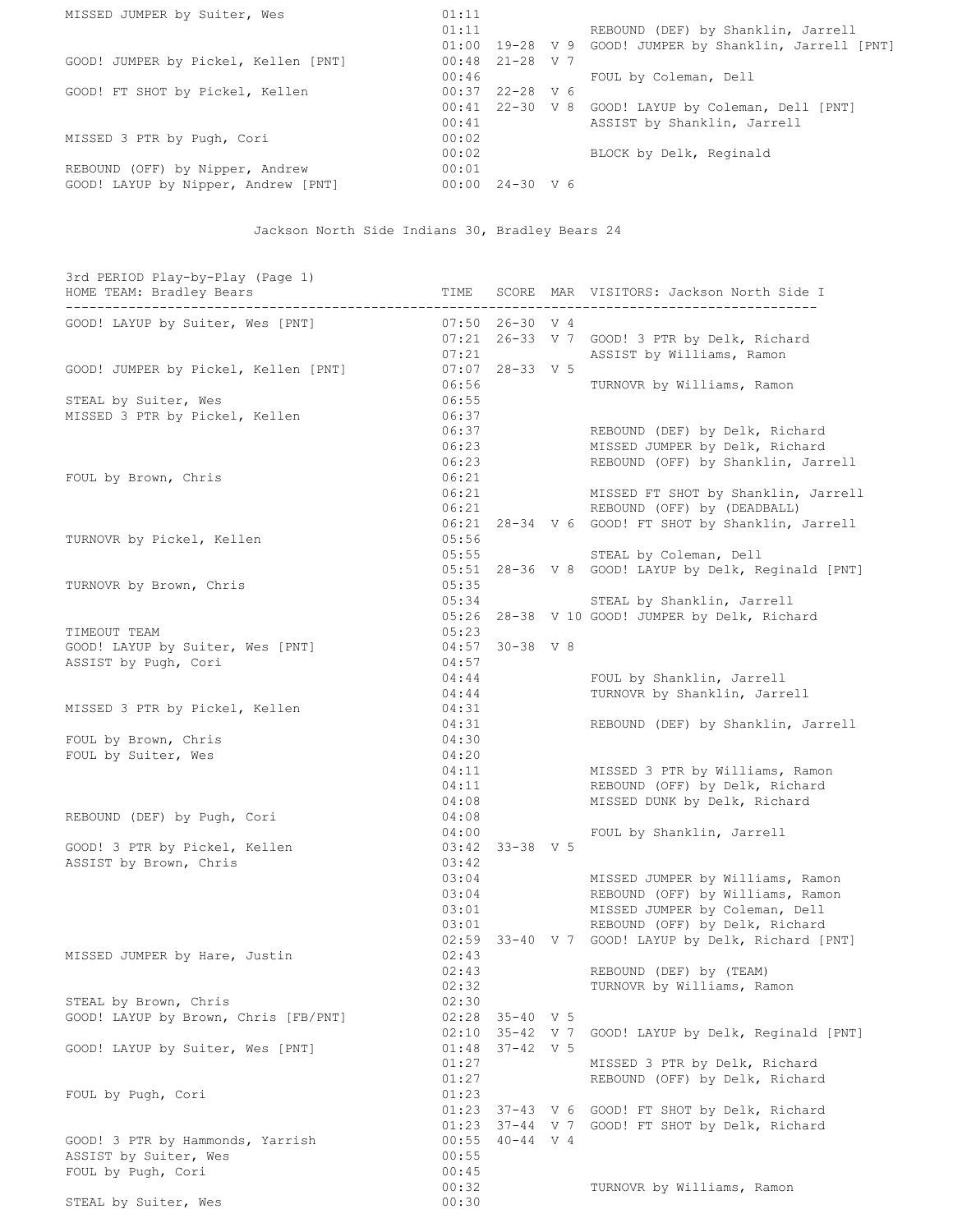| HOME TEAM | TIME | SCORE | MAR | VISITORS |
|---|---|---|---|---|
| MISSED JUMPER by Suiter, Wes | 01:11 | | | |
| | 01:11 | | | REBOUND (DEF) by Shanklin, Jarrell |
| | 01:00 | 19-28 | V 9 | GOOD! JUMPER by Shanklin, Jarrell [PNT] |
| GOOD! JUMPER by Pickel, Kellen [PNT] | 00:48 | 21-28 | V 7 | |
| | 00:46 | | | FOUL by Coleman, Dell |
| GOOD! FT SHOT by Pickel, Kellen | 00:37 | 22-28 | V 6 | |
| | 00:41 | 22-30 | V 8 | GOOD! LAYUP by Coleman, Dell [PNT] |
| | 00:41 | | | ASSIST by Shanklin, Jarrell |
| MISSED 3 PTR by Pugh, Cori | 00:02 | | | |
| | 00:02 | | | BLOCK by Delk, Reginald |
| REBOUND (OFF) by Nipper, Andrew | 00:01 | | | |
| GOOD! LAYUP by Nipper, Andrew [PNT] | 00:00 | 24-30 | V 6 | |

Jackson North Side Indians 30, Bradley Bears 24

## 3rd PERIOD Play-by-Play (Page 1)

| HOME TEAM: Bradley Bears | TIME | SCORE | MAR | VISITORS: Jackson North Side I |
|---|---|---|---|---|
| GOOD! LAYUP by Suiter, Wes [PNT] | 07:50 | 26-30 | V 4 | |
| | 07:21 | 26-33 | V 7 | GOOD! 3 PTR by Delk, Richard |
| | 07:21 | | | ASSIST by Williams, Ramon |
| GOOD! JUMPER by Pickel, Kellen [PNT] | 07:07 | 28-33 | V 5 | |
| | 06:56 | | | TURNOVR by Williams, Ramon |
| STEAL by Suiter, Wes | 06:55 | | | |
| MISSED 3 PTR by Pickel, Kellen | 06:37 | | | |
| | 06:37 | | | REBOUND (DEF) by Delk, Richard |
| | 06:23 | | | MISSED JUMPER by Delk, Richard |
| | 06:23 | | | REBOUND (OFF) by Shanklin, Jarrell |
| FOUL by Brown, Chris | 06:21 | | | |
| | 06:21 | | | MISSED FT SHOT by Shanklin, Jarrell |
| | 06:21 | | | REBOUND (OFF) by (DEADBALL) |
| | 06:21 | 28-34 | V 6 | GOOD! FT SHOT by Shanklin, Jarrell |
| TURNOVR by Pickel, Kellen | 05:56 | | | |
| | 05:55 | | | STEAL by Coleman, Dell |
| | 05:51 | 28-36 | V 8 | GOOD! LAYUP by Delk, Reginald [PNT] |
| TURNOVR by Brown, Chris | 05:35 | | | |
| | 05:34 | | | STEAL by Shanklin, Jarrell |
| | 05:26 | 28-38 | V 10 | GOOD! JUMPER by Delk, Richard |
| TIMEOUT TEAM | 05:23 | | | |
| GOOD! LAYUP by Suiter, Wes [PNT] | 04:57 | 30-38 | V 8 | |
| ASSIST by Pugh, Cori | 04:57 | | | |
| | 04:44 | | | FOUL by Shanklin, Jarrell |
| | 04:44 | | | TURNOVR by Shanklin, Jarrell |
| MISSED 3 PTR by Pickel, Kellen | 04:31 | | | |
| | 04:31 | | | REBOUND (DEF) by Shanklin, Jarrell |
| FOUL by Brown, Chris | 04:30 | | | |
| FOUL by Suiter, Wes | 04:20 | | | |
| | 04:11 | | | MISSED 3 PTR by Williams, Ramon |
| | 04:11 | | | REBOUND (OFF) by Delk, Richard |
| | 04:08 | | | MISSED DUNK by Delk, Richard |
| REBOUND (DEF) by Pugh, Cori | 04:08 | | | |
| | 04:00 | | | FOUL by Shanklin, Jarrell |
| GOOD! 3 PTR by Pickel, Kellen | 03:42 | 33-38 | V 5 | |
| ASSIST by Brown, Chris | 03:42 | | | |
| | 03:04 | | | MISSED JUMPER by Williams, Ramon |
| | 03:04 | | | REBOUND (OFF) by Williams, Ramon |
| | 03:01 | | | MISSED JUMPER by Coleman, Dell |
| | 03:01 | | | REBOUND (OFF) by Delk, Richard |
| | 02:59 | 33-40 | V 7 | GOOD! LAYUP by Delk, Richard [PNT] |
| MISSED JUMPER by Hare, Justin | 02:43 | | | |
| | 02:43 | | | REBOUND (DEF) by (TEAM) |
| | 02:32 | | | TURNOVR by Williams, Ramon |
| STEAL by Brown, Chris | 02:30 | | | |
| GOOD! LAYUP by Brown, Chris [FB/PNT] | 02:28 | 35-40 | V 5 | |
| | 02:10 | 35-42 | V 7 | GOOD! LAYUP by Delk, Reginald [PNT] |
| GOOD! LAYUP by Suiter, Wes [PNT] | 01:48 | 37-42 | V 5 | |
| | 01:27 | | | MISSED 3 PTR by Delk, Richard |
| | 01:27 | | | REBOUND (OFF) by Delk, Richard |
| FOUL by Pugh, Cori | 01:23 | | | |
| | 01:23 | 37-43 | V 6 | GOOD! FT SHOT by Delk, Richard |
| | 01:23 | 37-44 | V 7 | GOOD! FT SHOT by Delk, Richard |
| GOOD! 3 PTR by Hammonds, Yarrish | 00:55 | 40-44 | V 4 | |
| ASSIST by Suiter, Wes | 00:55 | | | |
| FOUL by Pugh, Cori | 00:45 | | | |
| | 00:32 | | | TURNOVR by Williams, Ramon |
| STEAL by Suiter, Wes | 00:30 | | | |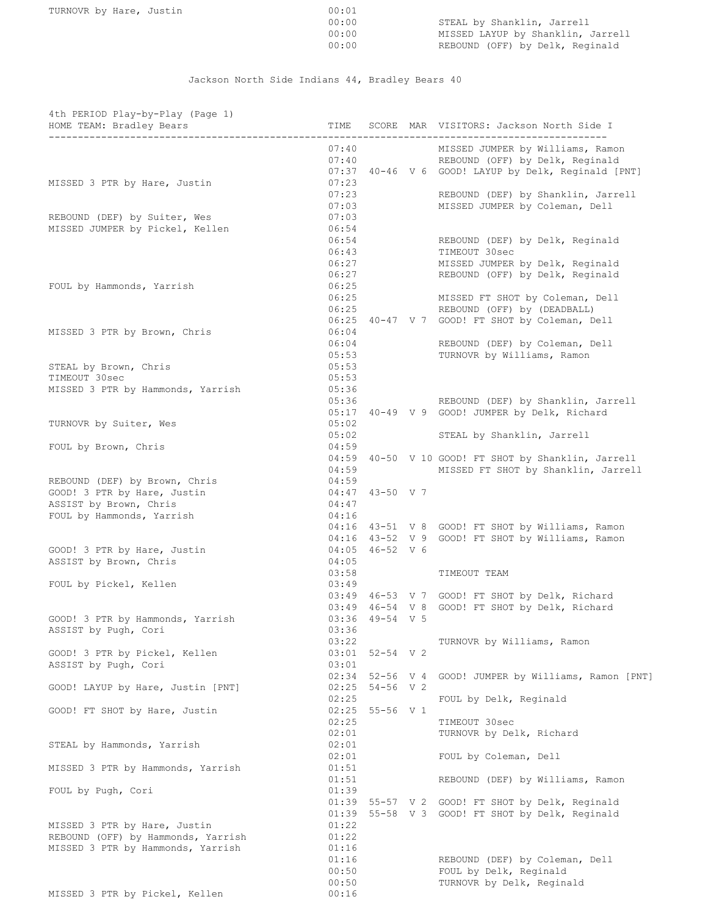| HOME TEAM: Bradley Bears | TIME | SCORE | MAR | VISITORS: Jackson North Side I |
|---|---|---|---|---|
| TURNOVR by Hare, Justin | 00:01 | | | |
| | 00:00 | | | STEAL by Shanklin, Jarrell |
| | 00:00 | | | MISSED LAYUP by Shanklin, Jarrell |
| | 00:00 | | | REBOUND (OFF) by Delk, Reginald |

Jackson North Side Indians 44, Bradley Bears 40

4th PERIOD Play-by-Play (Page 1)

| HOME TEAM: Bradley Bears | TIME | SCORE | MAR | VISITORS: Jackson North Side I |
|---|---|---|---|---|
| | 07:40 | | | MISSED JUMPER by Williams, Ramon |
| | 07:40 | | | REBOUND (OFF) by Delk, Reginald |
| | 07:37 | 40-46 | V 6 | GOOD! LAYUP by Delk, Reginald [PNT] |
| MISSED 3 PTR by Hare, Justin | 07:23 | | | |
| | 07:23 | | | REBOUND (DEF) by Shanklin, Jarrell |
| | 07:03 | | | MISSED JUMPER by Coleman, Dell |
| REBOUND (DEF) by Suiter, Wes | 07:03 | | | |
| MISSED JUMPER by Pickel, Kellen | 06:54 | | | |
| | 06:54 | | | REBOUND (DEF) by Delk, Reginald |
| | 06:43 | | | TIMEOUT 30sec |
| | 06:27 | | | MISSED JUMPER by Delk, Reginald |
| | 06:27 | | | REBOUND (OFF) by Delk, Reginald |
| FOUL by Hammonds, Yarrish | 06:25 | | | |
| | 06:25 | | | MISSED FT SHOT by Coleman, Dell |
| | 06:25 | | | REBOUND (OFF) by (DEADBALL) |
| | 06:25 | 40-47 | V 7 | GOOD! FT SHOT by Coleman, Dell |
| MISSED 3 PTR by Brown, Chris | 06:04 | | | |
| | 06:04 | | | REBOUND (DEF) by Coleman, Dell |
| | 05:53 | | | TURNOVR by Williams, Ramon |
| STEAL by Brown, Chris | 05:53 | | | |
| TIMEOUT 30sec | 05:53 | | | |
| MISSED 3 PTR by Hammonds, Yarrish | 05:36 | | | |
| | 05:36 | | | REBOUND (DEF) by Shanklin, Jarrell |
| | 05:17 | 40-49 | V 9 | GOOD! JUMPER by Delk, Richard |
| TURNOVR by Suiter, Wes | 05:02 | | | |
| | 05:02 | | | STEAL by Shanklin, Jarrell |
| FOUL by Brown, Chris | 04:59 | | | |
| | 04:59 | 40-50 | V 10 | GOOD! FT SHOT by Shanklin, Jarrell |
| | 04:59 | | | MISSED FT SHOT by Shanklin, Jarrell |
| REBOUND (DEF) by Brown, Chris | 04:59 | | | |
| GOOD! 3 PTR by Hare, Justin | 04:47 | 43-50 | V 7 | |
| ASSIST by Brown, Chris | 04:47 | | | |
| FOUL by Hammonds, Yarrish | 04:16 | | | |
| | 04:16 | 43-51 | V 8 | GOOD! FT SHOT by Williams, Ramon |
| | 04:16 | 43-52 | V 9 | GOOD! FT SHOT by Williams, Ramon |
| GOOD! 3 PTR by Hare, Justin | 04:05 | 46-52 | V 6 | |
| ASSIST by Brown, Chris | 04:05 | | | |
| | 03:58 | | | TIMEOUT TEAM |
| FOUL by Pickel, Kellen | 03:49 | | | |
| | 03:49 | 46-53 | V 7 | GOOD! FT SHOT by Delk, Richard |
| | 03:49 | 46-54 | V 8 | GOOD! FT SHOT by Delk, Richard |
| GOOD! 3 PTR by Hammonds, Yarrish | 03:36 | 49-54 | V 5 | |
| ASSIST by Pugh, Cori | 03:36 | | | |
| | 03:22 | | | TURNOVR by Williams, Ramon |
| GOOD! 3 PTR by Pickel, Kellen | 03:01 | 52-54 | V 2 | |
| ASSIST by Pugh, Cori | 03:01 | | | |
| | 02:34 | 52-56 | V 4 | GOOD! JUMPER by Williams, Ramon [PNT] |
| GOOD! LAYUP by Hare, Justin [PNT] | 02:25 | 54-56 | V 2 | |
| | 02:25 | | | FOUL by Delk, Reginald |
| GOOD! FT SHOT by Hare, Justin | 02:25 | 55-56 | V 1 | |
| | 02:25 | | | TIMEOUT 30sec |
| | 02:01 | | | TURNOVR by Delk, Richard |
| STEAL by Hammonds, Yarrish | 02:01 | | | |
| | 02:01 | | | FOUL by Coleman, Dell |
| MISSED 3 PTR by Hammonds, Yarrish | 01:51 | | | |
| | 01:51 | | | REBOUND (DEF) by Williams, Ramon |
| FOUL by Pugh, Cori | 01:39 | | | |
| | 01:39 | 55-57 | V 2 | GOOD! FT SHOT by Delk, Reginald |
| | 01:39 | 55-58 | V 3 | GOOD! FT SHOT by Delk, Reginald |
| MISSED 3 PTR by Hare, Justin | 01:22 | | | |
| REBOUND (OFF) by Hammonds, Yarrish | 01:22 | | | |
| MISSED 3 PTR by Hammonds, Yarrish | 01:16 | | | |
| | 01:16 | | | REBOUND (DEF) by Coleman, Dell |
| | 00:50 | | | FOUL by Delk, Reginald |
| | 00:50 | | | TURNOVR by Delk, Reginald |
| MISSED 3 PTR by Pickel, Kellen | 00:16 | | | |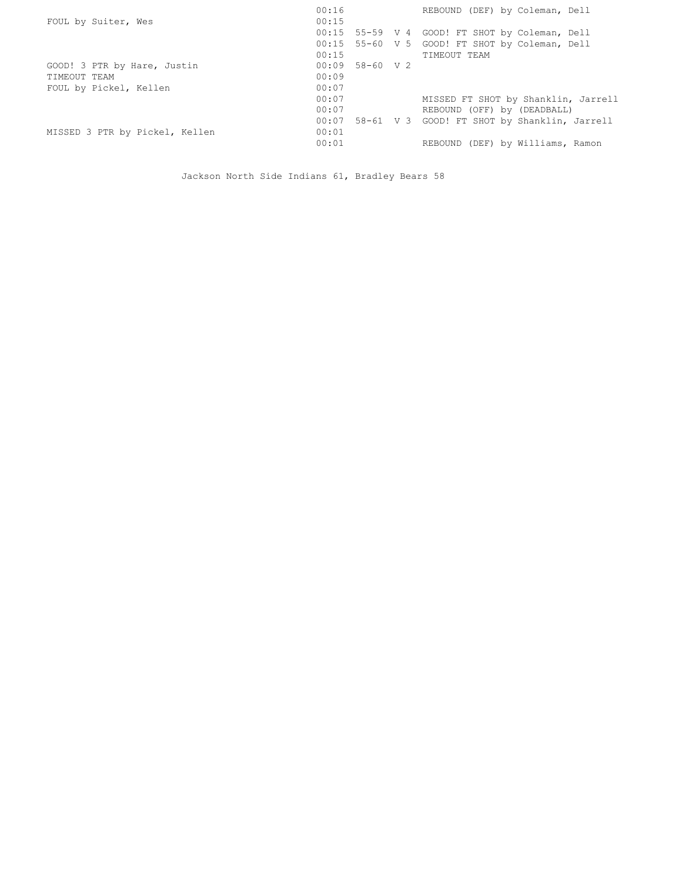| HOME | TIME | SCORE | MARGIN | VISITOR |
| --- | --- | --- | --- | --- |
| | 00:16 | | | REBOUND (DEF) by Coleman, Dell |
| FOUL by Suiter, Wes | 00:15 | | | |
| | 00:15 | 55-59 | V 4 | GOOD! FT SHOT by Coleman, Dell |
| | 00:15 | 55-60 | V 5 | GOOD! FT SHOT by Coleman, Dell |
| | 00:15 | | | TIMEOUT TEAM |
| GOOD! 3 PTR by Hare, Justin | 00:09 | 58-60 | V 2 | |
| TIMEOUT TEAM | 00:09 | | | |
| FOUL by Pickel, Kellen | 00:07 | | | |
| | 00:07 | | | MISSED FT SHOT by Shanklin, Jarrell |
| | 00:07 | | | REBOUND (OFF) by (DEADBALL) |
| | 00:07 | 58-61 | V 3 | GOOD! FT SHOT by Shanklin, Jarrell |
| MISSED 3 PTR by Pickel, Kellen | 00:01 | | | |
| | 00:01 | | | REBOUND (DEF) by Williams, Ramon |

Jackson North Side Indians 61, Bradley Bears 58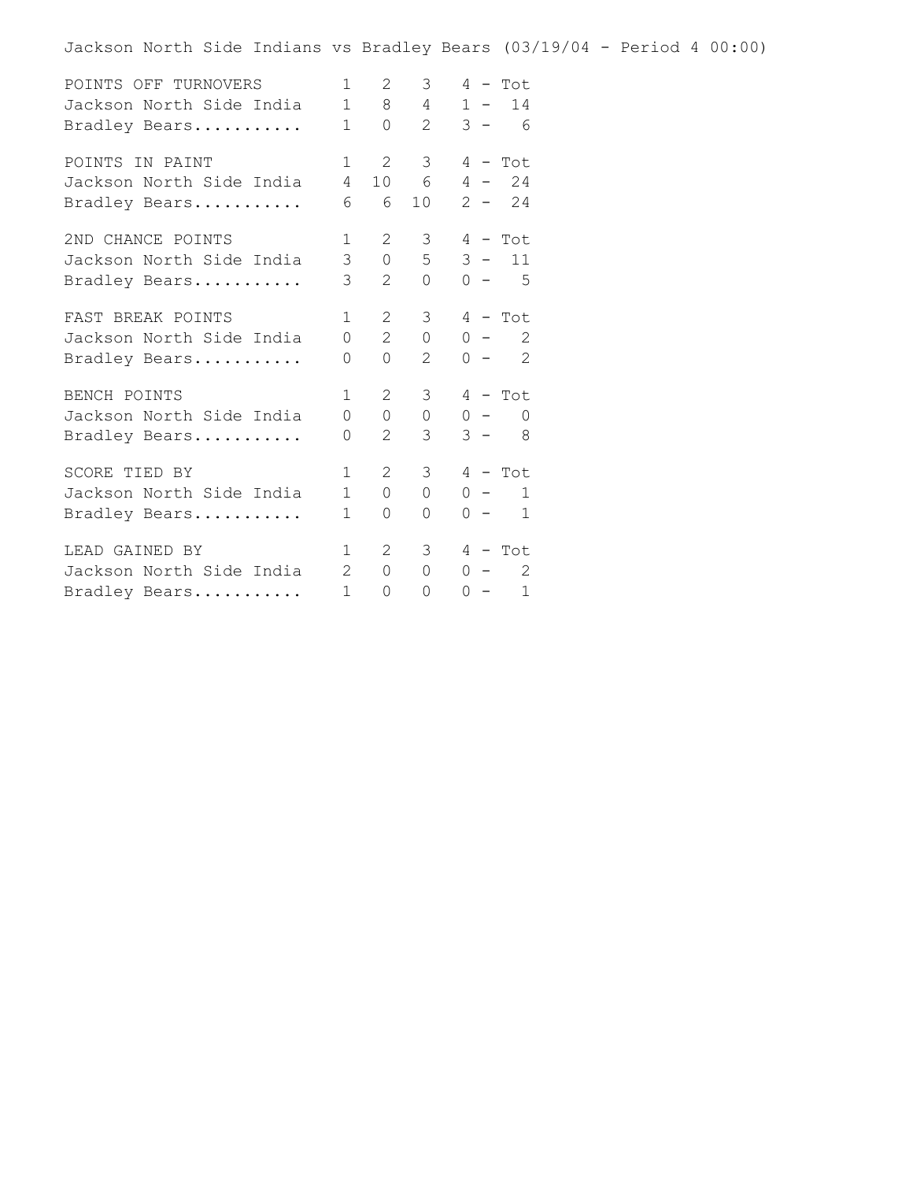Jackson North Side Indians vs Bradley Bears (03/19/04 - Period 4 00:00)

| POINTS OFF TURNOVERS | 1 | 2 | 3 | 4 | Tot |
| --- | --- | --- | --- | --- | --- |
| Jackson North Side India | 1 | 8 | 4 | 1 | 14 |
| Bradley Bears........... | 1 | 0 | 2 | 3 | 6 |

| POINTS IN PAINT | 1 | 2 | 3 | 4 | Tot |
| --- | --- | --- | --- | --- | --- |
| Jackson North Side India | 4 | 10 | 6 | 4 | 24 |
| Bradley Bears........... | 6 | 6 | 10 | 2 | 24 |

| 2ND CHANCE POINTS | 1 | 2 | 3 | 4 | Tot |
| --- | --- | --- | --- | --- | --- |
| Jackson North Side India | 3 | 0 | 5 | 3 | 11 |
| Bradley Bears........... | 3 | 2 | 0 | 0 | 5 |

| FAST BREAK POINTS | 1 | 2 | 3 | 4 | Tot |
| --- | --- | --- | --- | --- | --- |
| Jackson North Side India | 0 | 2 | 0 | 0 | 2 |
| Bradley Bears........... | 0 | 0 | 2 | 0 | 2 |

| BENCH POINTS | 1 | 2 | 3 | 4 | Tot |
| --- | --- | --- | --- | --- | --- |
| Jackson North Side India | 0 | 0 | 0 | 0 | 0 |
| Bradley Bears........... | 0 | 2 | 3 | 3 | 8 |

| SCORE TIED BY | 1 | 2 | 3 | 4 | Tot |
| --- | --- | --- | --- | --- | --- |
| Jackson North Side India | 1 | 0 | 0 | 0 | 1 |
| Bradley Bears........... | 1 | 0 | 0 | 0 | 1 |

| LEAD GAINED BY | 1 | 2 | 3 | 4 | Tot |
| --- | --- | --- | --- | --- | --- |
| Jackson North Side India | 2 | 0 | 0 | 0 | 2 |
| Bradley Bears........... | 1 | 0 | 0 | 0 | 1 |